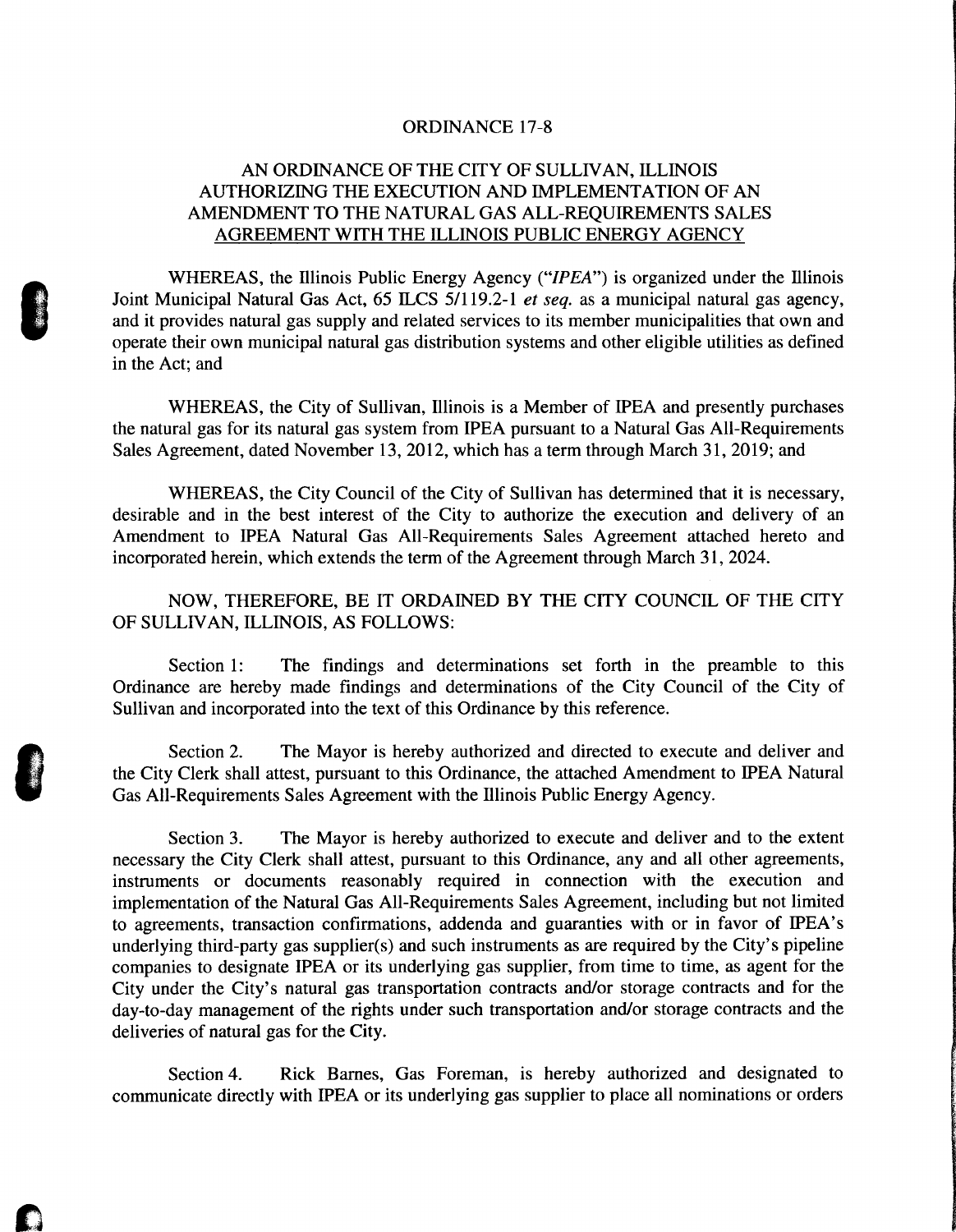ORDINANCE 17-8

AN ORDINANCE OF THE CITY OF SULLIVAN, ILLINOIS AUTHORIZING THE EXECUTION AND IMPLEMENTATION OF AN AMENDMENT TO THE NATURAL GAS ALL-REQUIREMENTS SALES AGREEMENT WITH THE ILLINOIS PUBLIC ENERGY AGENCY

WHEREAS, the Illinois Public Energy Agency ("*IPEA*") is organized under the Illinois Joint Municipal Natural Gas Act, 65 ILCS 5/119.2-1 *et seq.* as a municipal natural gas agency, and it provides natural gas supply and related services to its member municipalities that own and operate their own municipal natural gas distribution systems and other eligible utilities as defined in the Act; and

WHEREAS, the City of Sullivan, Illinois is a Member of IPEA and presently purchases the natural gas for its natural gas system from IPEA pursuant to a Natural Gas All-Requirements Sales Agreement, dated November 13, 2012, which has a term through March 31, 2019; and

WHEREAS, the City Council of the City of Sullivan has determined that it is necessary, desirable and in the best interest of the City to authorize the execution and delivery of an Amendment to IPEA Natural Gas All-Requirements Sales Agreement attached hereto and incorporated herein, which extends the term of the Agreement through March 31, 2024.

NOW, THEREFORE, BE IT ORDAINED BY THE CITY COUNCIL OF THE CITY OF SULLIVAN, ILLINOIS, AS FOLLOWS:

Section 1: The findings and determinations set forth in the preamble to this Ordinance are hereby made findings and determinations of the City Council of the City of Sullivan and incorporated into the text of this Ordinance by this reference.

Section 2. The Mayor is hereby authorized and directed to execute and deliver and the City Clerk shall attest, pursuant to this Ordinance, the attached Amendment to IPEA Natural Gas All-Requirements Sales Agreement with the Illinois Public Energy Agency.

Section 3. The Mayor is hereby authorized to execute and deliver and to the extent necessary the City Clerk shall attest, pursuant to this Ordinance, any and all other agreements, instruments or documents reasonably required in connection with the execution and implementation of the Natural Gas All-Requirements Sales Agreement, including but not limited to agreements, transaction confirmations, addenda and guaranties with or in favor of IPEA's underlying third-party gas supplier(s) and such instruments as are required by the City's pipeline companies to designate IPEA or its underlying gas supplier, from time to time, as agent for the City under the City's natural gas transportation contracts and/or storage contracts and for the day-to-day management of the rights under such transportation and/or storage contracts and the deliveries of natural gas for the City.

Section 4. Rick Barnes, Gas Foreman, is hereby authorized and designated to communicate directly with IPEA or its underlying gas supplier to place all nominations or orders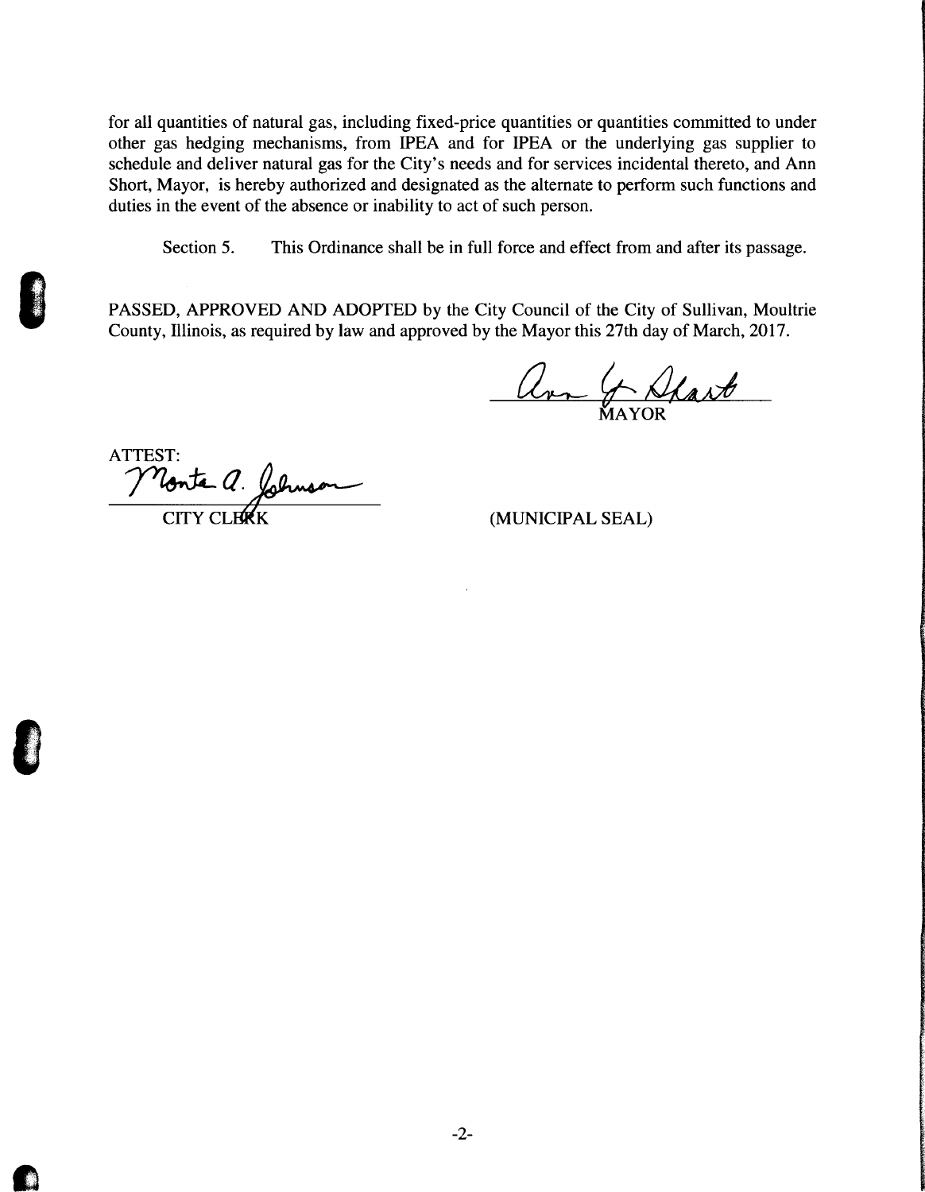for all quantities of natural gas, including fixed-price quantities or quantities committed to under other gas hedging mechanisms, from IPEA and for IPEA or the underlying gas supplier to schedule and deliver natural gas for the City's needs and for services incidental thereto, and Ann Short, Mayor, is hereby authorized and designated as the alternate to perform such functions and duties in the event of the absence or inability to act of such person.

Section 5. This Ordinance shall be in full force and effect from and after its passage.

PASSED, APPROVED AND ADOPTED by the City Council of the City of Sullivan, Moultrie County, Illinois, as required by law and approved by the Mayor this 27th day of March, 2017.

Ann G. Short
MAYOR

ATTEST:
Monta A. Johnson
CITY CLERK

(MUNICIPAL SEAL)